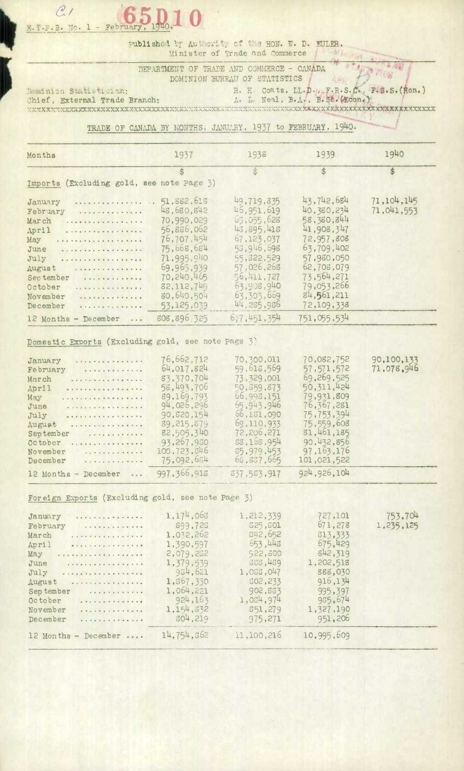C1 65D10

E.T.P.B. No. 1 - February, 1940.

Published by Authority of the HON. W. D. EULER,
Minister of Trade and Commerce

DEPARTMENT OF TRADE AND COMMERCE - CANADA
DOMINION BUREAU OF STATISTICS

Dominion Statistician: R. H. Coats, LL.D., F.R.S.C., F.S.S.(Hon.)
Chief, External Trade Branch: A. L. Neal, B.A., B.Sc.(Econ.)

## TRADE OF CANADA BY MONTHS, JANUARY, 1937 to FEBRUARY, 1940.

| Months | 1937 | 1938 | 1939 | 1940 |
|---|---|---|---|---|
| | $ | $ | $ | $ |
| **Imports** (Excluding gold, see note Page 3) | | | | |
| January | 51,882,618 | 49,719,835 | 43,742,684 | 71,104,145 |
| February | 48,680,842 | 46,951,619 | 40,380,234 | 71,041,553 |
| March | 70,990,029 | 65,055,628 | 58,380,844 | |
| April | 56,886,062 | 43,895,418 | 41,908,347 | |
| May | 76,707,454 | 67,123,037 | 72,957,808 | |
| June | 75,668,684 | 58,946,698 | 63,709,402 | |
| July | 71,995,940 | 55,822,529 | 57,980,050 | |
| August | 69,965,939 | 57,026,268 | 62,708,079 | |
| September | 70,240,465 | 56,411,727 | 73,564,271 | |
| October | 82,112,749 | 63,908,940 | 79,053,266 | |
| November | 80,640,504 | 63,303,669 | 84,561,211 | |
| December | 53,125,039 | 44,285,986 | 72,109,338 | |
| 12 Months - December | 808,896,325 | 677,451,354 | 751,055,534 | |
| **Domestic Exports** (Excluding gold, see note Page 3) | | | | |
| January | 76,662,712 | 70,300,011 | 70,082,752 | 90,100,133 |
| February | 64,017,824 | 59,618,569 | 57,571,572 | 71,078,946 |
| March | 83,370,704 | 73,329,001 | 69,269,525 | |
| April | 58,493,706 | 50,859,873 | 50,311,424 | |
| May | 89,169,793 | 66,998,151 | 79,931,809 | |
| June | 94,026,296 | 65,943,946 | 76,367,281 | |
| July | 90,820,154 | 66,181,090 | 75,753,394 | |
| August | 89,215,879 | 69,110,933 | 75,559,608 | |
| September | 82,505,340 | 72,206,271 | 81,461,185 | |
| October | 93,267,980 | 88,168,954 | 90,432,856 | |
| November | 100,723,846 | 85,979,453 | 97,163,176 | |
| December | 75,092,684 | 68,887,665 | 101,021,522 | |
| 12 Months - December | 997,366,918 | 837,583,917 | 924,926,104 | |
| **Foreign Exports** (Excluding gold, see note Page 3) | | | | |
| January | 1,174,068 | 1,212,339 | 727,101 | 753,704 |
| February | 899,728 | 825,801 | 671,278 | 1,235,125 |
| March | 1,032,262 | 892,652 | 813,333 | |
| April | 1,390,597 | 653,448 | 675,429 | |
| May | 2,079,282 | 922,300 | 842,319 | |
| June | 1,379,539 | 888,489 | 1,202,518 | |
| July | 984,621 | 1,088,047 | 888,030 | |
| August | 1,867,330 | 802,233 | 916,134 | |
| September | 1,064,221 | 902,883 | 995,397 | |
| October | 924,163 | 1,084,974 | 985,674 | |
| November | 1,154,832 | 851,279 | 1,327,190 | |
| December | 804,219 | 975,271 | 951,206 | |
| 12 Months - December | 14,754,862 | 11,100,216 | 10,995,609 | |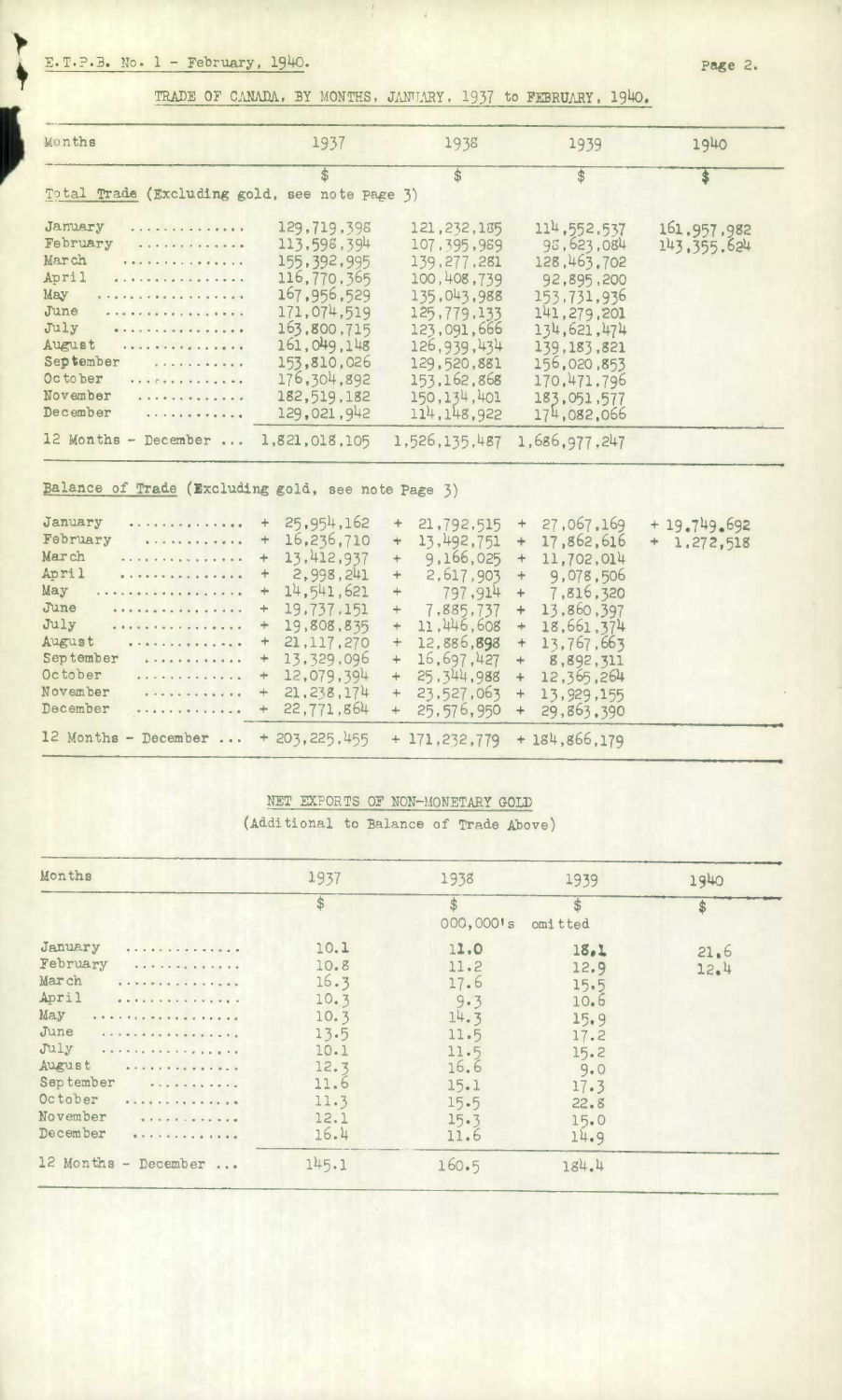E.T.P.B. No. 1 - February, 1940.

## TRADE OF CANADA, BY MONTHS, JANUARY, 1937 to FEBRUARY, 1940.

| Months | 1937 | 1938 | 1939 | 1940 |
|---|---|---|---|---|
| | $ | $ | $ | $ |
| **Total Trade** (Excluding gold, see note Page 3) | | | | |
| January | 129,719,398 | 121,232,185 | 114,552,537 | 161,957,982 |
| February | 113,598,394 | 107,395,989 | 98,623,084 | 143,355,624 |
| March | 155,392,995 | 139,277,281 | 128,463,702 | |
| April | 116,770,365 | 100,408,739 | 92,895,200 | |
| May | 167,956,529 | 135,043,988 | 153,731,936 | |
| June | 171,074,519 | 125,779,133 | 141,279,201 | |
| July | 163,800,715 | 123,091,666 | 134,621,474 | |
| August | 161,049,148 | 126,939,434 | 139,183,821 | |
| September | 153,810,026 | 129,520,881 | 156,020,853 | |
| October | 176,304,892 | 153,162,868 | 170,471,796 | |
| November | 182,519,182 | 150,134,401 | 183,051,577 | |
| December | 129,021,942 | 114,148,922 | 174,082,066 | |
| 12 Months - December ... | 1,821,018,105 | 1,526,135,487 | 1,686,977,247 | |
| **Balance of Trade** (Excluding gold, see note Page 3) | | | | |
| January | + 25,954,162 | + 21,792,515 | + 27,067,169 | + 19,749,692 |
| February | + 16,236,710 | + 13,492,751 | + 17,862,616 | + 1,272,518 |
| March | + 13,412,937 | + 9,166,025 | + 11,702,014 | |
| April | + 2,998,241 | + 2,617,903 | + 9,078,506 | |
| May | + 14,541,621 | + 797,914 | + 7,816,320 | |
| June | + 19,737,151 | + 7,885,737 | + 13,860,397 | |
| July | + 19,808,835 | + 11,446,608 | + 18,661,374 | |
| August | + 21,117,270 | + 12,886,898 | + 13,767,663 | |
| September | + 13,329,096 | + 16,697,427 | + 8,892,311 | |
| October | + 12,079,394 | + 25,344,988 | + 12,365,264 | |
| November | + 21,238,174 | + 23,527,063 | + 13,929,155 | |
| December | + 22,771,864 | + 25,576,950 | + 29,863,390 | |
| 12 Months - December ... | + 203,225,455 | + 171,232,779 | + 184,866,179 | |

## NET EXPORTS OF NON-MONETARY GOLD

(Additional to Balance of Trade Above)

| Months | 1937 | 1938 | 1939 | 1940 |
|---|---|---|---|---|
| | $ | $ 000,000's | $ omitted | $ |
| January | 10.1 | 11.0 | 18.1 | 21.6 |
| February | 10.8 | 11.2 | 12.9 | 12.4 |
| March | 16.3 | 17.6 | 15.5 | |
| April | 10.3 | 9.3 | 10.6 | |
| May | 10.3 | 14.3 | 15.9 | |
| June | 13.5 | 11.5 | 17.2 | |
| July | 10.1 | 11.5 | 15.2 | |
| August | 12.3 | 16.6 | 9.0 | |
| September | 11.6 | 15.1 | 17.3 | |
| October | 11.3 | 15.5 | 22.8 | |
| November | 12.1 | 15.3 | 15.0 | |
| December | 16.4 | 11.6 | 14.9 | |
| 12 Months - December ... | 145.1 | 160.5 | 184.4 | |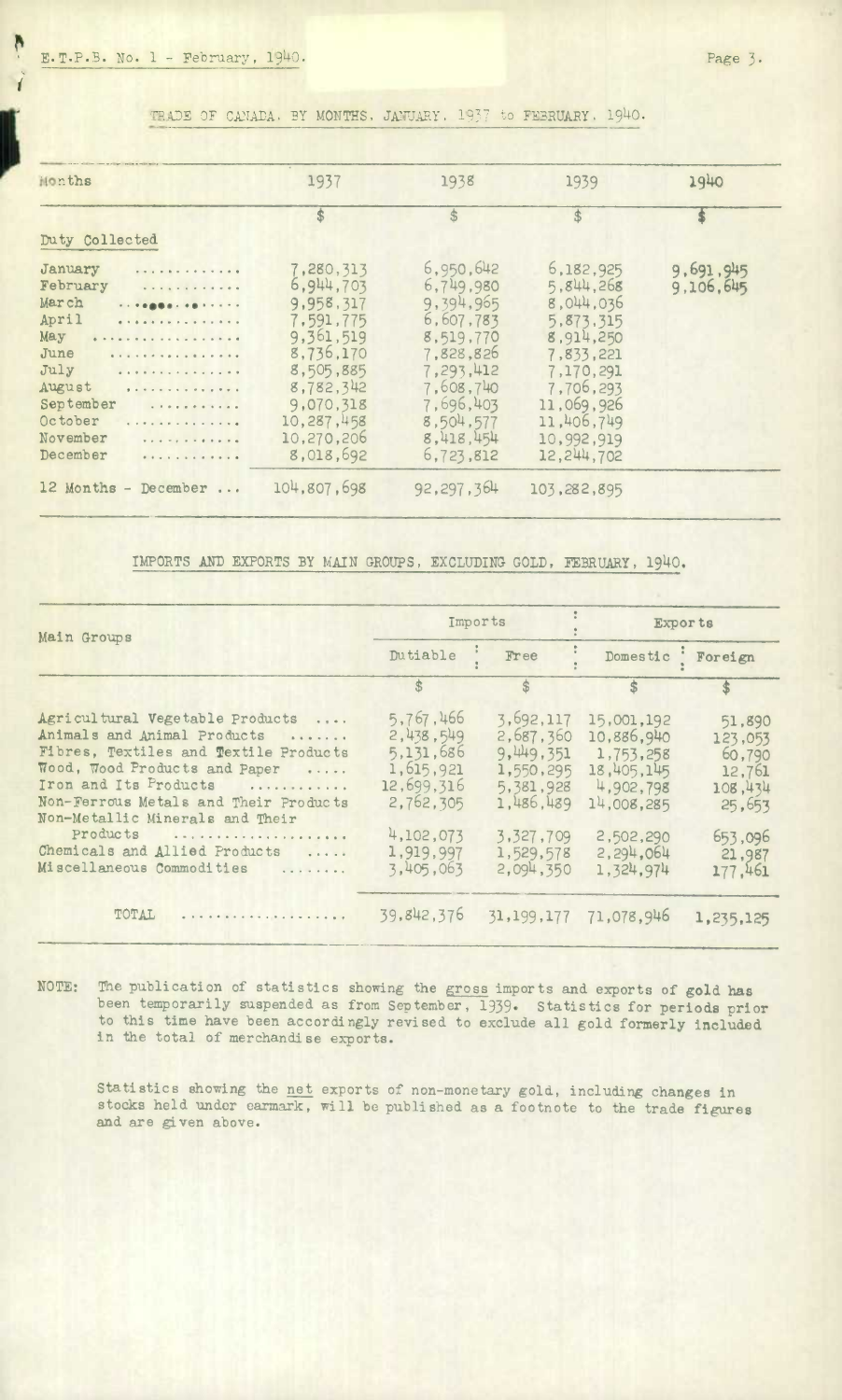## TRADE OF CANADA, BY MONTHS, JANUARY, 1937 to FEBRUARY, 1940.

| Months | 1937 | 1938 | 1939 | 1940 |
|---|---|---|---|---|
| | $ | $ | $ | $ |
| Duty Collected | | | | |
| January | 7,280,313 | 6,950,642 | 6,182,925 | 9,691,945 |
| February | 6,944,703 | 6,749,980 | 5,844,268 | 9,106,645 |
| March | 9,958,317 | 9,394,965 | 8,044,036 | |
| April | 7,591,775 | 6,607,783 | 5,873,315 | |
| May | 9,361,519 | 8,519,770 | 8,914,250 | |
| June | 8,736,170 | 7,828,826 | 7,833,221 | |
| July | 8,505,885 | 7,293,412 | 7,170,291 | |
| August | 8,782,342 | 7,608,740 | 7,706,293 | |
| September | 9,070,318 | 7,696,403 | 11,069,926 | |
| October | 10,287,458 | 8,504,577 | 11,406,749 | |
| November | 10,270,206 | 8,418,454 | 10,992,919 | |
| December | 8,018,692 | 6,723,812 | 12,244,702 | |
| 12 Months - December ... | 104,807,698 | 92,297,364 | 103,282,895 | |

## IMPORTS AND EXPORTS BY MAIN GROUPS, EXCLUDING GOLD, FEBRUARY, 1940.

| Main Groups | Imports | | Exports | |
|---|---|---|---|---|
| | Dutiable | Free | Domestic | Foreign |
| | $ | $ | $ | $ |
| Agricultural Vegetable Products | 5,767,466 | 3,692,117 | 15,001,192 | 51,890 |
| Animals and Animal Products | 2,438,549 | 2,687,360 | 10,886,940 | 123,053 |
| Fibres, Textiles and Textile Products | 5,131,686 | 9,449,351 | 1,753,258 | 60,790 |
| Wood, Wood Products and Paper | 1,615,921 | 1,550,295 | 18,405,145 | 12,761 |
| Iron and Its Products | 12,699,316 | 5,381,928 | 4,902,798 | 108,434 |
| Non-Ferrous Metals and Their Products | 2,762,305 | 1,486,489 | 14,008,285 | 25,653 |
| Non-Metallic Minerals and Their Products | 4,102,073 | 3,327,709 | 2,502,290 | 653,096 |
| Chemicals and Allied Products | 1,919,997 | 1,529,578 | 2,294,064 | 21,987 |
| Miscellaneous Commodities | 3,405,063 | 2,094,350 | 1,324,974 | 177,461 |
| TOTAL | 39,842,376 | 31,199,177 | 71,078,946 | 1,235,125 |

NOTE: The publication of statistics showing the gross imports and exports of gold has been temporarily suspended as from September, 1939. Statistics for periods prior to this time have been accordingly revised to exclude all gold formerly included in the total of merchandise exports.

Statistics showing the net exports of non-monetary gold, including changes in stocks held under earmark, will be published as a footnote to the trade figures and are given above.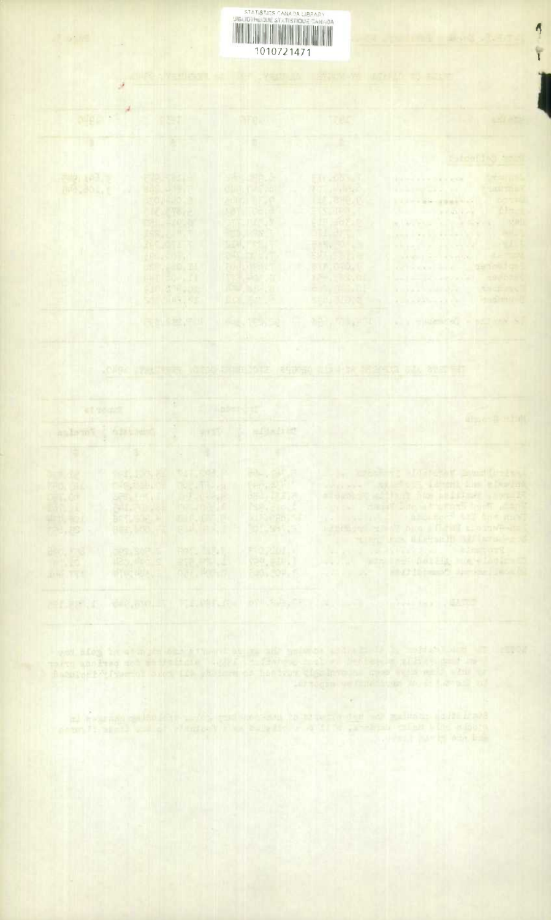STATISTICS CANADA LIBRARY
BIBLIOTHÈQUE STATISTIQUE CANADA

1010721471